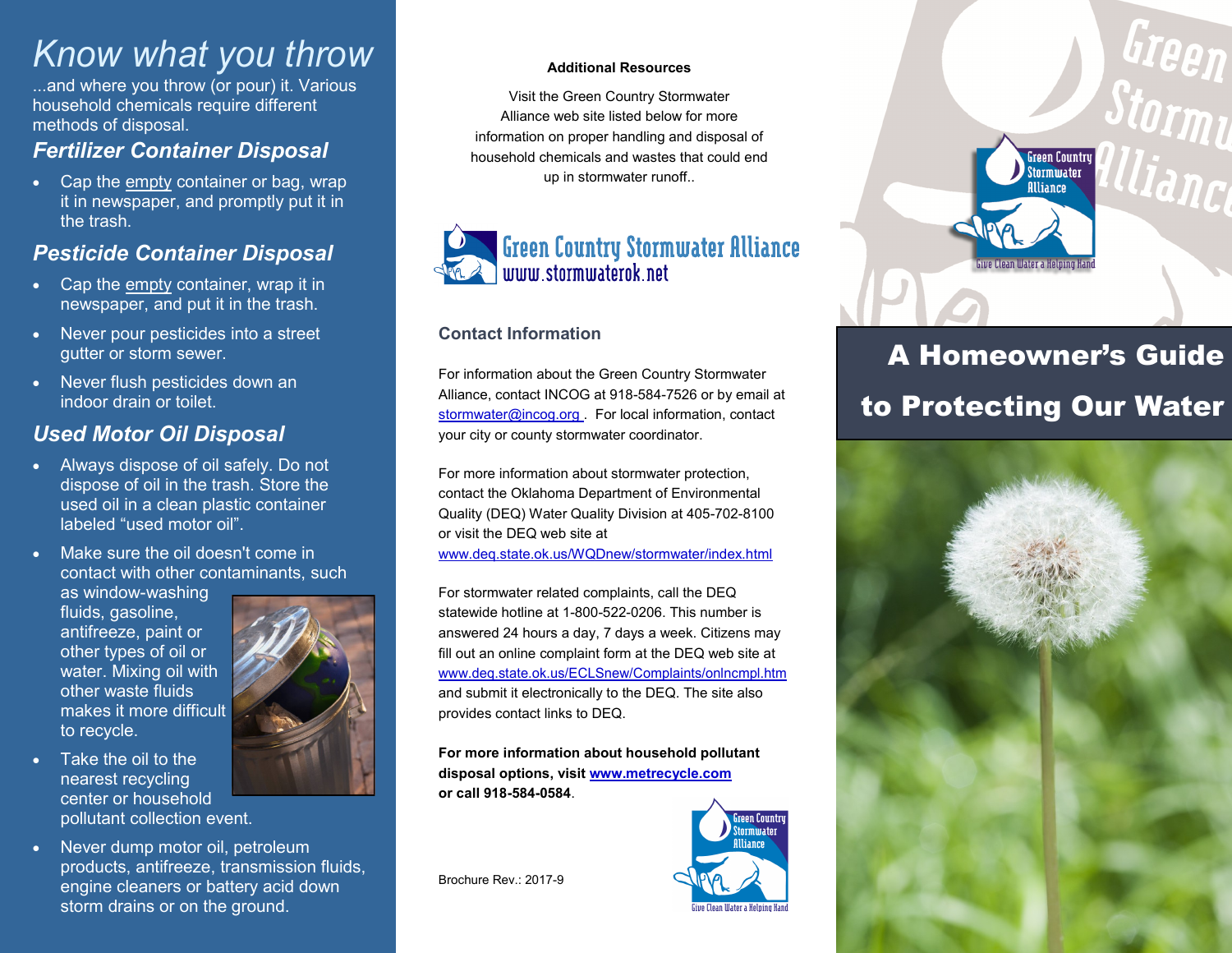# *Know what you throw*

...and where you throw (or pour) it. Various household chemicals require different methods of disposal.

## *Fertilizer Container Disposal*

- Cap the empty container or bag, wrap it in newspaper, and promptly put it in the trash.

## *Pesticide Container Disposal*

- Cap the empty container, wrap it in newspaper, and put it in the trash.
- Never pour pesticides into a street gutter or storm sewer.
- Never flush pesticides down an indoor drain or toilet.

## *Used Motor Oil Disposal*

- Always dispose of oil safely. Do not dispose of oil in the trash. Store the used oil in a clean plastic container labeled "used motor oil".
- Make sure the oil doesn't come in contact with other contaminants, such as window-washing fluids, gasoline, antifreeze, paint or other types of oil or water. Mixing oil with other waste fluids makes it more difficult to recycle.
- Take the oil to the nearest recycling center or household pollutant collection event.
- Never dump motor oil, petroleum products, antifreeze, transmission fluids, engine cleaners or battery acid down storm drains or on the ground.

**Additional Resources**

Visit the Green Country Stormwater Alliance web site listed below for more information on proper handling and disposal of household chemicals and wastes that could end up in stormwater runoff..

Green Country Stormwater Alliance
www.stormwaterok.net

### Contact Information

For information about the Green Country Stormwater Alliance, contact INCOG at 918-584-7526 or by email at stormwater@incog.org . For local information, contact your city or county stormwater coordinator.

For more information about stormwater protection, contact the Oklahoma Department of Environmental Quality (DEQ) Water Quality Division at 405-702-8100 or visit the DEQ web site at www.deq.state.ok.us/WQDnew/stormwater/index.html

For stormwater related complaints, call the DEQ statewide hotline at 1-800-522-0206. This number is answered 24 hours a day, 7 days a week. Citizens may fill out an online complaint form at the DEQ web site at www.deq.state.ok.us/ECLSnew/Complaints/onlncmpl.htm and submit it electronically to the DEQ. The site also provides contact links to DEQ.

**For more information about household pollutant disposal options, visit www.metrecycle.com or call 918-584-0584**.

Brochure Rev.: 2017-9

Green Country Stormwater Alliance
Give Clean Water a Helping Hand

# A Homeowner's Guide to Protecting Our Water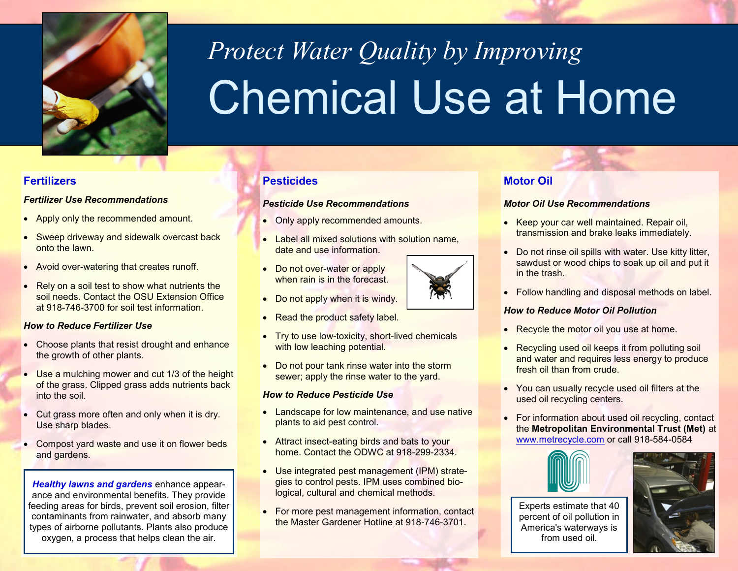*Protect Water Quality by Improving*

# Chemical Use at Home

## Fertilizers

***Fertilizer Use Recommendations***

- Apply only the recommended amount.
- Sweep driveway and sidewalk overcast back onto the lawn.
- Avoid over-watering that creates runoff.
- Rely on a soil test to show what nutrients the soil needs. Contact the OSU Extension Office at 918-746-3700 for soil test information.

***How to Reduce Fertilizer Use***

- Choose plants that resist drought and enhance the growth of other plants.
- Use a mulching mower and cut 1/3 of the height of the grass. Clipped grass adds nutrients back into the soil.
- Cut grass more often and only when it is dry. Use sharp blades.
- Compost yard waste and use it on flower beds and gardens.

***Healthy lawns and gardens*** enhance appearance and environmental benefits. They provide feeding areas for birds, prevent soil erosion, filter contaminants from rainwater, and absorb many types of airborne pollutants. Plants also produce oxygen, a process that helps clean the air.

## Pesticides

***Pesticide Use Recommendations***

- Only apply recommended amounts.
- Label all mixed solutions with solution name, date and use information.
- Do not over-water or apply when rain is in the forecast.
- Do not apply when it is windy.
- Read the product safety label.
- Try to use low-toxicity, short-lived chemicals with low leaching potential.
- Do not pour tank rinse water into the storm sewer; apply the rinse water to the yard.

***How to Reduce Pesticide Use***

- Landscape for low maintenance, and use native plants to aid pest control.
- Attract insect-eating birds and bats to your home. Contact the ODWC at 918-299-2334.
- Use integrated pest management (IPM) strategies to control pests. IPM uses combined biological, cultural and chemical methods.
- For more pest management information, contact the Master Gardener Hotline at 918-746-3701.

## Motor Oil

***Motor Oil Use Recommendations***

- Keep your car well maintained. Repair oil, transmission and brake leaks immediately.
- Do not rinse oil spills with water. Use kitty litter, sawdust or wood chips to soak up oil and put it in the trash.
- Follow handling and disposal methods on label.

***How to Reduce Motor Oil Pollution***

- Recycle the motor oil you use at home.
- Recycling used oil keeps it from polluting soil and water and requires less energy to produce fresh oil than from crude.
- You can usually recycle used oil filters at the used oil recycling centers.
- For information about used oil recycling, contact the **Metropolitan Environmental Trust (Met)** at www.metrecycle.com or call 918-584-0584

Experts estimate that 40 percent of oil pollution in America's waterways is from used oil.